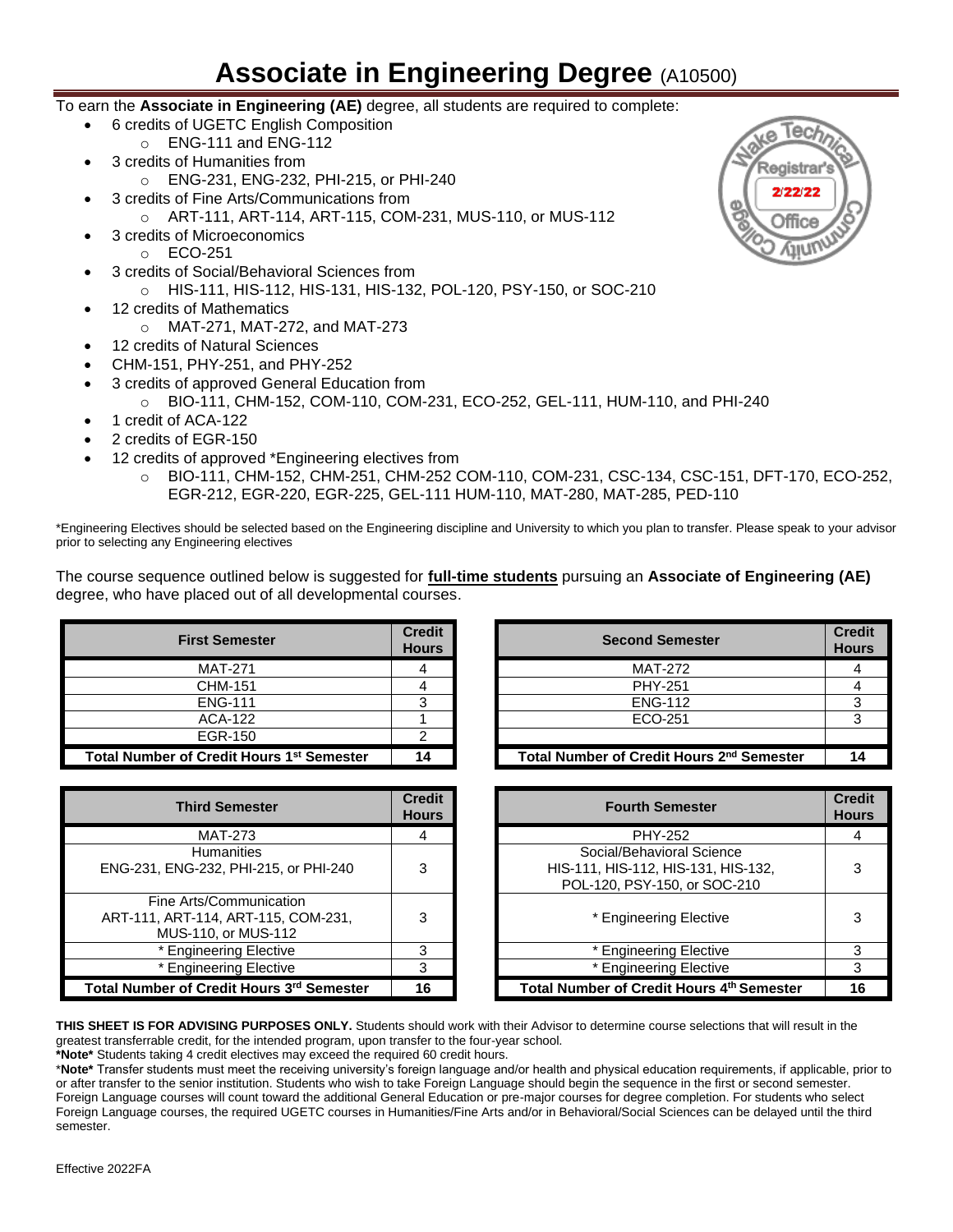# Associate in Engineering Degree (A10500)

To earn the **Associate in Engineering (AE)** degree, all students are required to complete:

- 6 credits of UGETC English Composition
  - ENG-111 and ENG-112
- 3 credits of Humanities from
  - ENG-231, ENG-232, PHI-215, or PHI-240
- 3 credits of Fine Arts/Communications from
  - ART-111, ART-114, ART-115, COM-231, MUS-110, or MUS-112
- 3 credits of Microeconomics
  - ECO-251
- 3 credits of Social/Behavioral Sciences from
  - HIS-111, HIS-112, HIS-131, HIS-132, POL-120, PSY-150, or SOC-210
- 12 credits of Mathematics
  - MAT-271, MAT-272, and MAT-273
- 12 credits of Natural Sciences
- CHM-151, PHY-251, and PHY-252
- 3 credits of approved General Education from
  - BIO-111, CHM-152, COM-110, COM-231, ECO-252, GEL-111, HUM-110, and PHI-240
- 1 credit of ACA-122
- 2 credits of EGR-150
- 12 credits of approved *Engineering electives from
  - BIO-111, CHM-152, CHM-251, CHM-252 COM-110, COM-231, CSC-134, CSC-151, DFT-170, ECO-252, EGR-212, EGR-220, EGR-225, GEL-111 HUM-110, MAT-280, MAT-285, PED-110

Wake Technical Community College Registrar's Office 2/22/22

*Engineering Electives should be selected based on the Engineering discipline and University to which you plan to transfer. Please speak to your advisor prior to selecting any Engineering electives

The course sequence outlined below is suggested for **full-time students** pursuing an **Associate of Engineering (AE)** degree, who have placed out of all developmental courses.

| First Semester | Credit Hours |
|---|---|
| MAT-271 | 4 |
| CHM-151 | 4 |
| ENG-111 | 3 |
| ACA-122 | 1 |
| EGR-150 | 2 |
| **Total Number of Credit Hours 1st Semester** | **14** |

| Second Semester | Credit Hours |
|---|---|
| MAT-272 | 4 |
| PHY-251 | 4 |
| ENG-112 | 3 |
| ECO-251 | 3 |
| | |
| **Total Number of Credit Hours 2nd Semester** | **14** |

| Third Semester | Credit Hours |
|---|---|
| MAT-273 | 4 |
| Humanities<br>ENG-231, ENG-232, PHI-215, or PHI-240 | 3 |
| Fine Arts/Communication<br>ART-111, ART-114, ART-115, COM-231, MUS-110, or MUS-112 | 3 |
| * Engineering Elective | 3 |
| * Engineering Elective | 3 |
| **Total Number of Credit Hours 3rd Semester** | **16** |

| Fourth Semester | Credit Hours |
|---|---|
| PHY-252 | 4 |
| Social/Behavioral Science<br>HIS-111, HIS-112, HIS-131, HIS-132, POL-120, PSY-150, or SOC-210 | 3 |
| * Engineering Elective | 3 |
| * Engineering Elective | 3 |
| * Engineering Elective | 3 |
| **Total Number of Credit Hours 4th Semester** | **16** |

**THIS SHEET IS FOR ADVISING PURPOSES ONLY.** Students should work with their Advisor to determine course selections that will result in the greatest transferrable credit, for the intended program, upon transfer to the four-year school.

***Note*** Students taking 4 credit electives may exceed the required 60 credit hours.

***Note*** Transfer students must meet the receiving university's foreign language and/or health and physical education requirements, if applicable, prior to or after transfer to the senior institution. Students who wish to take Foreign Language should begin the sequence in the first or second semester. Foreign Language courses will count toward the additional General Education or pre-major courses for degree completion. For students who select Foreign Language courses, the required UGETC courses in Humanities/Fine Arts and/or in Behavioral/Social Sciences can be delayed until the third semester.

Effective 2022FA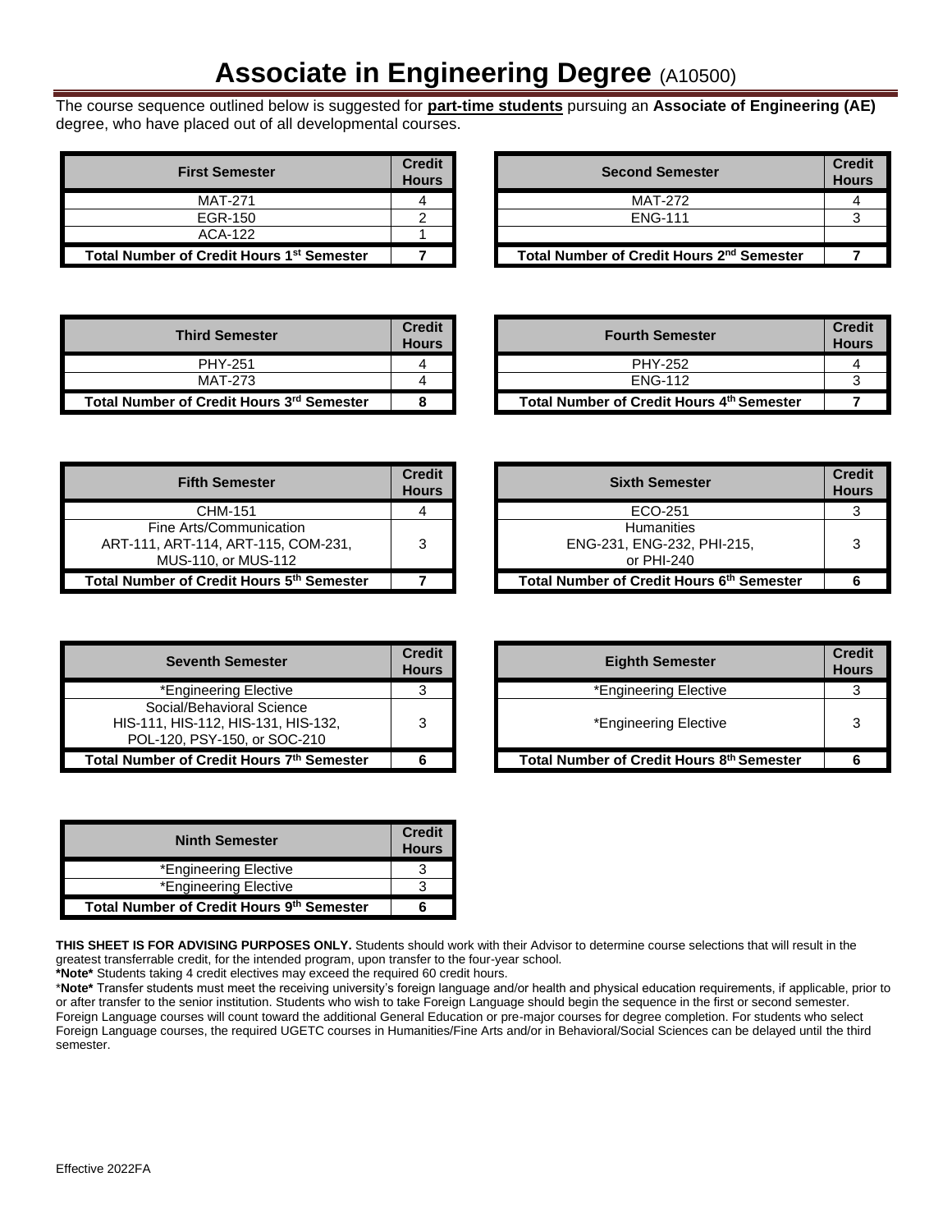# Associate in Engineering Degree (A10500)

The course sequence outlined below is suggested for **part-time students** pursuing an **Associate of Engineering (AE)** degree, who have placed out of all developmental courses.

| First Semester | Credit Hours |
|---|---|
| MAT-271 | 4 |
| EGR-150 | 2 |
| ACA-122 | 1 |
| **Total Number of Credit Hours 1st Semester** | **7** |

| Second Semester | Credit Hours |
|---|---|
| MAT-272 | 4 |
| ENG-111 | 3 |
| | |
| **Total Number of Credit Hours 2nd Semester** | **7** |

| Third Semester | Credit Hours |
|---|---|
| PHY-251 | 4 |
| MAT-273 | 4 |
| **Total Number of Credit Hours 3rd Semester** | **8** |

| Fourth Semester | Credit Hours |
|---|---|
| PHY-252 | 4 |
| ENG-112 | 3 |
| **Total Number of Credit Hours 4th Semester** | **7** |

| Fifth Semester | Credit Hours |
|---|---|
| CHM-151 | 4 |
| Fine Arts/Communication ART-111, ART-114, ART-115, COM-231, MUS-110, or MUS-112 | 3 |
| **Total Number of Credit Hours 5th Semester** | **7** |

| Sixth Semester | Credit Hours |
|---|---|
| ECO-251 | 3 |
| Humanities ENG-231, ENG-232, PHI-215, or PHI-240 | 3 |
| **Total Number of Credit Hours 6th Semester** | **6** |

| Seventh Semester | Credit Hours |
|---|---|
| *Engineering Elective | 3 |
| Social/Behavioral Science HIS-111, HIS-112, HIS-131, HIS-132, POL-120, PSY-150, or SOC-210 | 3 |
| **Total Number of Credit Hours 7th Semester** | **6** |

| Eighth Semester | Credit Hours |
|---|---|
| *Engineering Elective | 3 |
| *Engineering Elective | 3 |
| **Total Number of Credit Hours 8th Semester** | **6** |

| Ninth Semester | Credit Hours |
|---|---|
| *Engineering Elective | 3 |
| *Engineering Elective | 3 |
| **Total Number of Credit Hours 9th Semester** | **6** |

**THIS SHEET IS FOR ADVISING PURPOSES ONLY.** Students should work with their Advisor to determine course selections that will result in the greatest transferrable credit, for the intended program, upon transfer to the four-year school.

***Note*** Students taking 4 credit electives may exceed the required 60 credit hours.

***Note*** Transfer students must meet the receiving university's foreign language and/or health and physical education requirements, if applicable, prior to or after transfer to the senior institution. Students who wish to take Foreign Language should begin the sequence in the first or second semester. Foreign Language courses will count toward the additional General Education or pre-major courses for degree completion. For students who select Foreign Language courses, the required UGETC courses in Humanities/Fine Arts and/or in Behavioral/Social Sciences can be delayed until the third semester.

Effective 2022FA